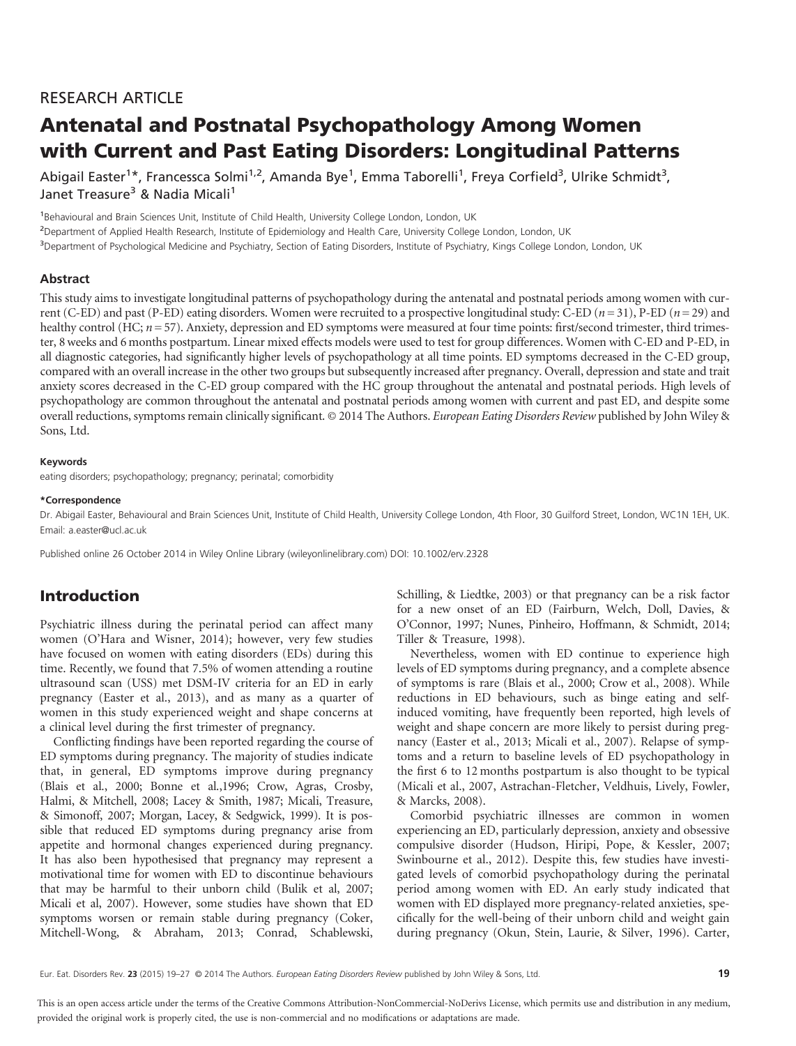RESEARCH ARTICLE

# Antenatal and Postnatal Psychopathology Among Women with Current and Past Eating Disorders: Longitudinal Patterns

Abigail Easter[1]*, Francessca Solmi[1,2], Amanda Bye[1], Emma Taborelli[1], Freya Corfield[3], Ulrike Schmidt[3], Janet Treasure[3] & Nadia Micali[1]

[1]Behavioural and Brain Sciences Unit, Institute of Child Health, University College London, London, UK

[2]Department of Applied Health Research, Institute of Epidemiology and Health Care, University College London, London, UK

[3]Department of Psychological Medicine and Psychiatry, Section of Eating Disorders, Institute of Psychiatry, Kings College London, London, UK

## Abstract

This study aims to investigate longitudinal patterns of psychopathology during the antenatal and postnatal periods among women with current (C-ED) and past (P-ED) eating disorders. Women were recruited to a prospective longitudinal study: C-ED ($n = 31$), P-ED ($n = 29$) and healthy control (HC; $n = 57$). Anxiety, depression and ED symptoms were measured at four time points: first/second trimester, third trimester, 8 weeks and 6 months postpartum. Linear mixed effects models were used to test for group differences. Women with C-ED and P-ED, in all diagnostic categories, had significantly higher levels of psychopathology at all time points. ED symptoms decreased in the C-ED group, compared with an overall increase in the other two groups but subsequently increased after pregnancy. Overall, depression and state and trait anxiety scores decreased in the C-ED group compared with the HC group throughout the antenatal and postnatal periods. High levels of psychopathology are common throughout the antenatal and postnatal periods among women with current and past ED, and despite some overall reductions, symptoms remain clinically significant. © 2014 The Authors. *European Eating Disorders Review* published by John Wiley & Sons, Ltd.

#### Keywords

eating disorders; psychopathology; pregnancy; perinatal; comorbidity

#### *Correspondence

Dr. Abigail Easter, Behavioural and Brain Sciences Unit, Institute of Child Health, University College London, 4th Floor, 30 Guilford Street, London, WC1N 1EH, UK. Email: a.easter@ucl.ac.uk

Published online 26 October 2014 in Wiley Online Library (wileyonlinelibrary.com) DOI: 10.1002/erv.2328

## Introduction

Psychiatric illness during the perinatal period can affect many women (O'Hara and Wisner, 2014); however, very few studies have focused on women with eating disorders (EDs) during this time. Recently, we found that 7.5% of women attending a routine ultrasound scan (USS) met DSM-IV criteria for an ED in early pregnancy (Easter et al., 2013), and as many as a quarter of women in this study experienced weight and shape concerns at a clinical level during the first trimester of pregnancy.

Conflicting findings have been reported regarding the course of ED symptoms during pregnancy. The majority of studies indicate that, in general, ED symptoms improve during pregnancy (Blais et al., 2000; Bonne et al.,1996; Crow, Agras, Crosby, Halmi, & Mitchell, 2008; Lacey & Smith, 1987; Micali, Treasure, & Simonoff, 2007; Morgan, Lacey, & Sedgwick, 1999). It is possible that reduced ED symptoms during pregnancy arise from appetite and hormonal changes experienced during pregnancy. It has also been hypothesised that pregnancy may represent a motivational time for women with ED to discontinue behaviours that may be harmful to their unborn child (Bulik et al, 2007; Micali et al, 2007). However, some studies have shown that ED symptoms worsen or remain stable during pregnancy (Coker, Mitchell-Wong, & Abraham, 2013; Conrad, Schablewski, Schilling, & Liedtke, 2003) or that pregnancy can be a risk factor for a new onset of an ED (Fairburn, Welch, Doll, Davies, & O'Connor, 1997; Nunes, Pinheiro, Hoffmann, & Schmidt, 2014; Tiller & Treasure, 1998).

Nevertheless, women with ED continue to experience high levels of ED symptoms during pregnancy, and a complete absence of symptoms is rare (Blais et al., 2000; Crow et al., 2008). While reductions in ED behaviours, such as binge eating and self-induced vomiting, have frequently been reported, high levels of weight and shape concern are more likely to persist during pregnancy (Easter et al., 2013; Micali et al., 2007). Relapse of symptoms and a return to baseline levels of ED psychopathology in the first 6 to 12 months postpartum is also thought to be typical (Micali et al., 2007, Astrachan-Fletcher, Veldhuis, Lively, Fowler, & Marcks, 2008).

Comorbid psychiatric illnesses are common in women experiencing an ED, particularly depression, anxiety and obsessive compulsive disorder (Hudson, Hiripi, Pope, & Kessler, 2007; Swinbourne et al., 2012). Despite this, few studies have investigated levels of comorbid psychopathology during the perinatal period among women with ED. An early study indicated that women with ED displayed more pregnancy-related anxieties, specifically for the well-being of their unborn child and weight gain during pregnancy (Okun, Stein, Laurie, & Silver, 1996). Carter,

This is an open access article under the terms of the Creative Commons Attribution-NonCommercial-NoDerivs License, which permits use and distribution in any medium, provided the original work is properly cited, the use is non-commercial and no modifications or adaptations are made.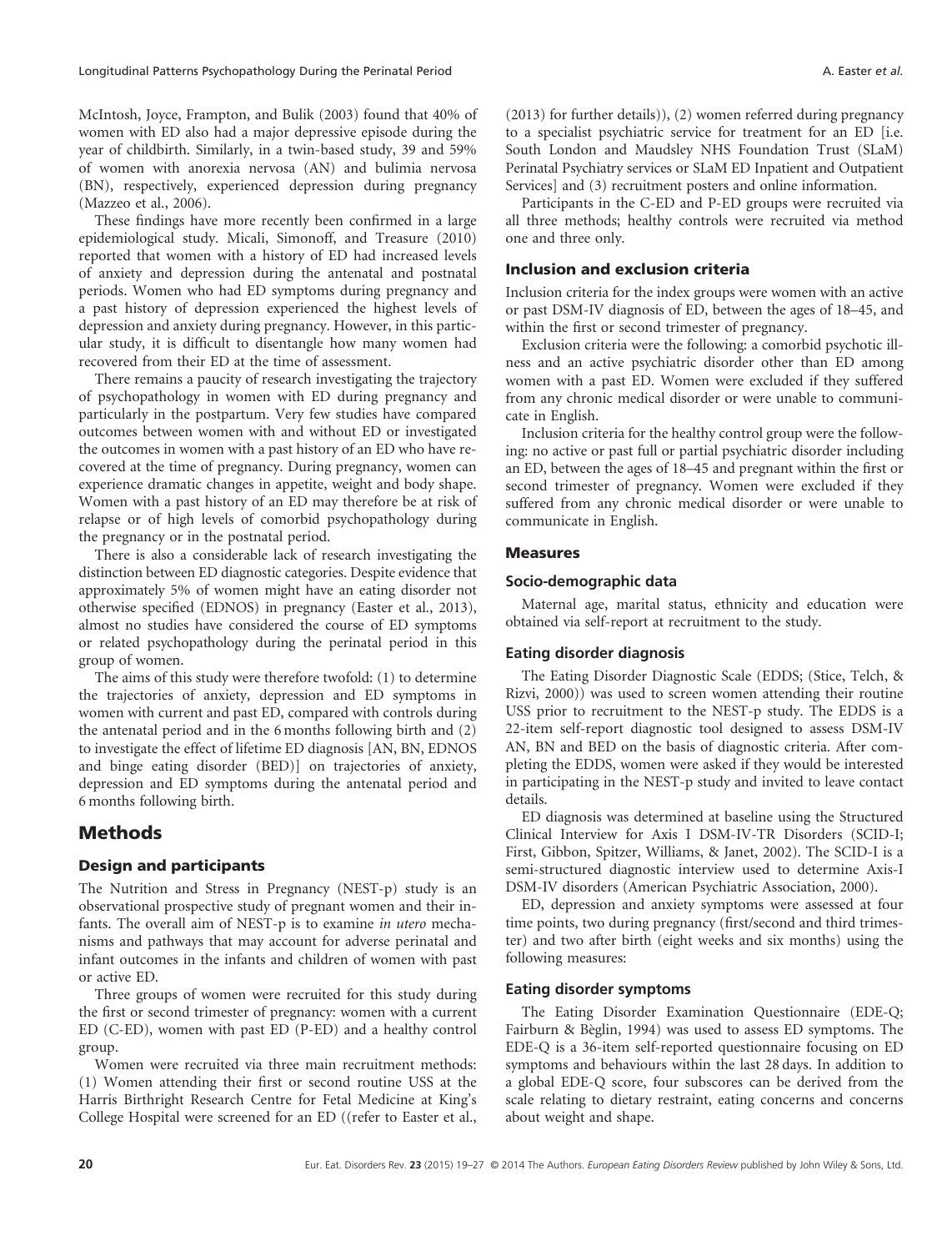McIntosh, Joyce, Frampton, and Bulik (2003) found that 40% of women with ED also had a major depressive episode during the year of childbirth. Similarly, in a twin-based study, 39 and 59% of women with anorexia nervosa (AN) and bulimia nervosa (BN), respectively, experienced depression during pregnancy (Mazzeo et al., 2006).

These findings have more recently been confirmed in a large epidemiological study. Micali, Simonoff, and Treasure (2010) reported that women with a history of ED had increased levels of anxiety and depression during the antenatal and postnatal periods. Women who had ED symptoms during pregnancy and a past history of depression experienced the highest levels of depression and anxiety during pregnancy. However, in this particular study, it is difficult to disentangle how many women had recovered from their ED at the time of assessment.

There remains a paucity of research investigating the trajectory of psychopathology in women with ED during pregnancy and particularly in the postpartum. Very few studies have compared outcomes between women with and without ED or investigated the outcomes in women with a past history of an ED who have recovered at the time of pregnancy. During pregnancy, women can experience dramatic changes in appetite, weight and body shape. Women with a past history of an ED may therefore be at risk of relapse or of high levels of comorbid psychopathology during the pregnancy or in the postnatal period.

There is also a considerable lack of research investigating the distinction between ED diagnostic categories. Despite evidence that approximately 5% of women might have an eating disorder not otherwise specified (EDNOS) in pregnancy (Easter et al., 2013), almost no studies have considered the course of ED symptoms or related psychopathology during the perinatal period in this group of women.

The aims of this study were therefore twofold: (1) to determine the trajectories of anxiety, depression and ED symptoms in women with current and past ED, compared with controls during the antenatal period and in the 6 months following birth and (2) to investigate the effect of lifetime ED diagnosis [AN, BN, EDNOS and binge eating disorder (BED)] on trajectories of anxiety, depression and ED symptoms during the antenatal period and 6 months following birth.

# Methods

## Design and participants

The Nutrition and Stress in Pregnancy (NEST-p) study is an observational prospective study of pregnant women and their infants. The overall aim of NEST-p is to examine *in utero* mechanisms and pathways that may account for adverse perinatal and infant outcomes in the infants and children of women with past or active ED.

Three groups of women were recruited for this study during the first or second trimester of pregnancy: women with a current ED (C-ED), women with past ED (P-ED) and a healthy control group.

Women were recruited via three main recruitment methods: (1) Women attending their first or second routine USS at the Harris Birthright Research Centre for Fetal Medicine at King's College Hospital were screened for an ED ((refer to Easter et al., (2013) for further details)), (2) women referred during pregnancy to a specialist psychiatric service for treatment for an ED [i.e. South London and Maudsley NHS Foundation Trust (SLaM) Perinatal Psychiatry services or SLaM ED Inpatient and Outpatient Services] and (3) recruitment posters and online information.

Participants in the C-ED and P-ED groups were recruited via all three methods; healthy controls were recruited via method one and three only.

## Inclusion and exclusion criteria

Inclusion criteria for the index groups were women with an active or past DSM-IV diagnosis of ED, between the ages of 18–45, and within the first or second trimester of pregnancy.

Exclusion criteria were the following: a comorbid psychotic illness and an active psychiatric disorder other than ED among women with a past ED. Women were excluded if they suffered from any chronic medical disorder or were unable to communicate in English.

Inclusion criteria for the healthy control group were the following: no active or past full or partial psychiatric disorder including an ED, between the ages of 18–45 and pregnant within the first or second trimester of pregnancy. Women were excluded if they suffered from any chronic medical disorder or were unable to communicate in English.

## Measures

### Socio-demographic data

Maternal age, marital status, ethnicity and education were obtained via self-report at recruitment to the study.

### Eating disorder diagnosis

The Eating Disorder Diagnostic Scale (EDDS; (Stice, Telch, & Rizvi, 2000)) was used to screen women attending their routine USS prior to recruitment to the NEST-p study. The EDDS is a 22-item self-report diagnostic tool designed to assess DSM-IV AN, BN and BED on the basis of diagnostic criteria. After completing the EDDS, women were asked if they would be interested in participating in the NEST-p study and invited to leave contact details.

ED diagnosis was determined at baseline using the Structured Clinical Interview for Axis I DSM-IV-TR Disorders (SCID-I; First, Gibbon, Spitzer, Williams, & Janet, 2002). The SCID-I is a semi-structured diagnostic interview used to determine Axis-I DSM-IV disorders (American Psychiatric Association, 2000).

ED, depression and anxiety symptoms were assessed at four time points, two during pregnancy (first/second and third trimester) and two after birth (eight weeks and six months) using the following measures:

### Eating disorder symptoms

The Eating Disorder Examination Questionnaire (EDE-Q; Fairburn & Bèglin, 1994) was used to assess ED symptoms. The EDE-Q is a 36-item self-reported questionnaire focusing on ED symptoms and behaviours within the last 28 days. In addition to a global EDE-Q score, four subscores can be derived from the scale relating to dietary restraint, eating concerns and concerns about weight and shape.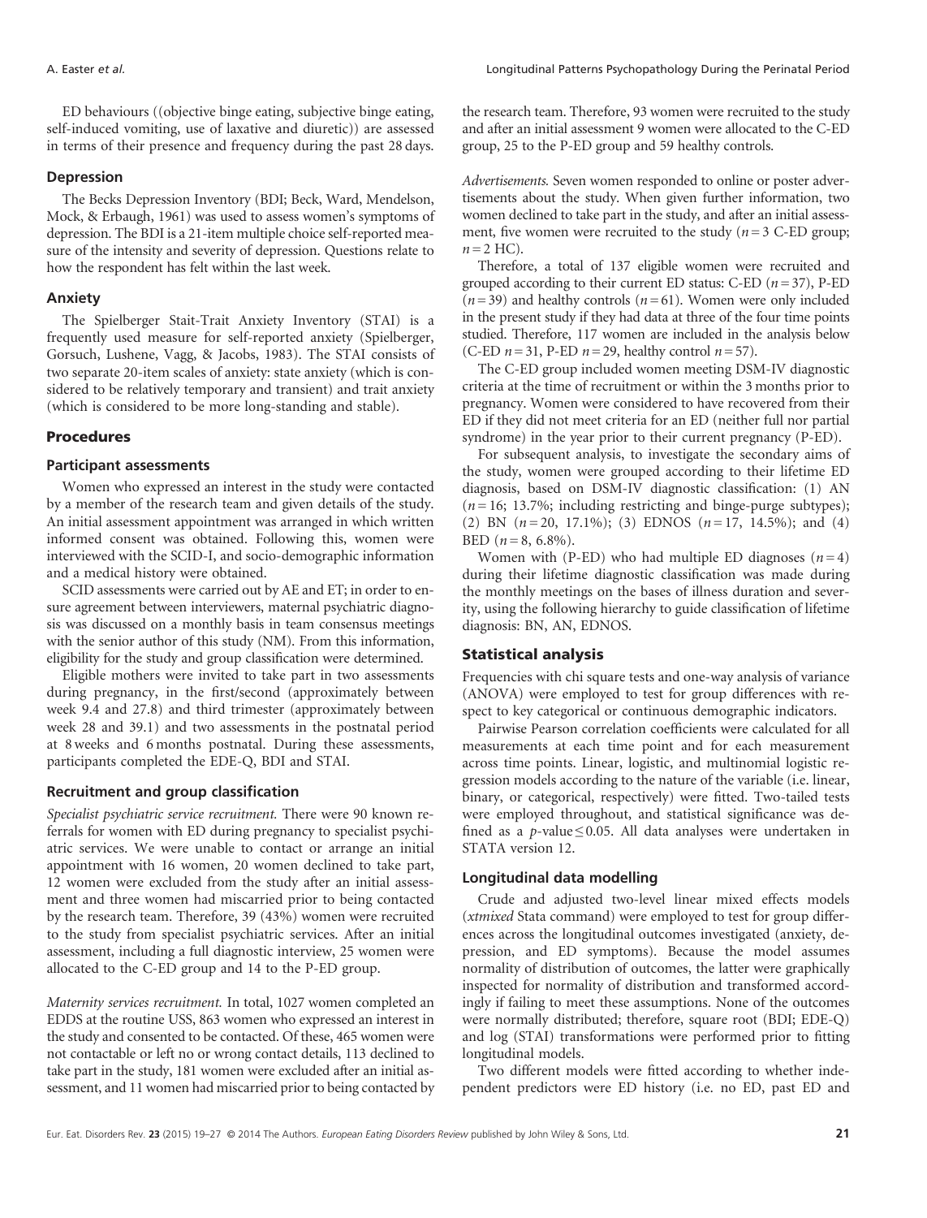ED behaviours ((objective binge eating, subjective binge eating, self-induced vomiting, use of laxative and diuretic)) are assessed in terms of their presence and frequency during the past 28 days.

### Depression

The Becks Depression Inventory (BDI; Beck, Ward, Mendelson, Mock, & Erbaugh, 1961) was used to assess women's symptoms of depression. The BDI is a 21-item multiple choice self-reported measure of the intensity and severity of depression. Questions relate to how the respondent has felt within the last week.

### Anxiety

The Spielberger Stait-Trait Anxiety Inventory (STAI) is a frequently used measure for self-reported anxiety (Spielberger, Gorsuch, Lushene, Vagg, & Jacobs, 1983). The STAI consists of two separate 20-item scales of anxiety: state anxiety (which is considered to be relatively temporary and transient) and trait anxiety (which is considered to be more long-standing and stable).

## Procedures

### Participant assessments

Women who expressed an interest in the study were contacted by a member of the research team and given details of the study. An initial assessment appointment was arranged in which written informed consent was obtained. Following this, women were interviewed with the SCID-I, and socio-demographic information and a medical history were obtained.

SCID assessments were carried out by AE and ET; in order to ensure agreement between interviewers, maternal psychiatric diagnosis was discussed on a monthly basis in team consensus meetings with the senior author of this study (NM). From this information, eligibility for the study and group classification were determined.

Eligible mothers were invited to take part in two assessments during pregnancy, in the first/second (approximately between week 9.4 and 27.8) and third trimester (approximately between week 28 and 39.1) and two assessments in the postnatal period at 8 weeks and 6 months postnatal. During these assessments, participants completed the EDE-Q, BDI and STAI.

### Recruitment and group classification

*Specialist psychiatric service recruitment.* There were 90 known referrals for women with ED during pregnancy to specialist psychiatric services. We were unable to contact or arrange an initial appointment with 16 women, 20 women declined to take part, 12 women were excluded from the study after an initial assessment and three women had miscarried prior to being contacted by the research team. Therefore, 39 (43%) women were recruited to the study from specialist psychiatric services. After an initial assessment, including a full diagnostic interview, 25 women were allocated to the C-ED group and 14 to the P-ED group.

*Maternity services recruitment.* In total, 1027 women completed an EDDS at the routine USS, 863 women who expressed an interest in the study and consented to be contacted. Of these, 465 women were not contactable or left no or wrong contact details, 113 declined to take part in the study, 181 women were excluded after an initial assessment, and 11 women had miscarried prior to being contacted by the research team. Therefore, 93 women were recruited to the study and after an initial assessment 9 women were allocated to the C-ED group, 25 to the P-ED group and 59 healthy controls.

*Advertisements.* Seven women responded to online or poster advertisements about the study. When given further information, two women declined to take part in the study, and after an initial assessment, five women were recruited to the study ($n = 3$ C-ED group; $n = 2$ HC).

Therefore, a total of 137 eligible women were recruited and grouped according to their current ED status: C-ED ($n = 37$), P-ED ($n = 39$) and healthy controls ($n = 61$). Women were only included in the present study if they had data at three of the four time points studied. Therefore, 117 women are included in the analysis below (C-ED $n = 31$, P-ED $n = 29$, healthy control $n = 57$).

The C-ED group included women meeting DSM-IV diagnostic criteria at the time of recruitment or within the 3 months prior to pregnancy. Women were considered to have recovered from their ED if they did not meet criteria for an ED (neither full nor partial syndrome) in the year prior to their current pregnancy (P-ED).

For subsequent analysis, to investigate the secondary aims of the study, women were grouped according to their lifetime ED diagnosis, based on DSM-IV diagnostic classification: (1) AN ($n = 16$; 13.7%; including restricting and binge-purge subtypes); (2) BN ($n = 20$, 17.1%); (3) EDNOS ($n = 17$, 14.5%); and (4) BED ($n = 8$, 6.8%).

Women with (P-ED) who had multiple ED diagnoses ($n = 4$) during their lifetime diagnostic classification was made during the monthly meetings on the bases of illness duration and severity, using the following hierarchy to guide classification of lifetime diagnosis: BN, AN, EDNOS.

## Statistical analysis

Frequencies with chi square tests and one-way analysis of variance (ANOVA) were employed to test for group differences with respect to key categorical or continuous demographic indicators.

Pairwise Pearson correlation coefficients were calculated for all measurements at each time point and for each measurement across time points. Linear, logistic, and multinomial logistic regression models according to the nature of the variable (i.e. linear, binary, or categorical, respectively) were fitted. Two-tailed tests were employed throughout, and statistical significance was defined as a $p$-value $\leq 0.05$. All data analyses were undertaken in STATA version 12.

### Longitudinal data modelling

Crude and adjusted two-level linear mixed effects models (*xtmixed* Stata command) were employed to test for group differences across the longitudinal outcomes investigated (anxiety, depression, and ED symptoms). Because the model assumes normality of distribution of outcomes, the latter were graphically inspected for normality of distribution and transformed accordingly if failing to meet these assumptions. None of the outcomes were normally distributed; therefore, square root (BDI; EDE-Q) and log (STAI) transformations were performed prior to fitting longitudinal models.

Two different models were fitted according to whether independent predictors were ED history (i.e. no ED, past ED and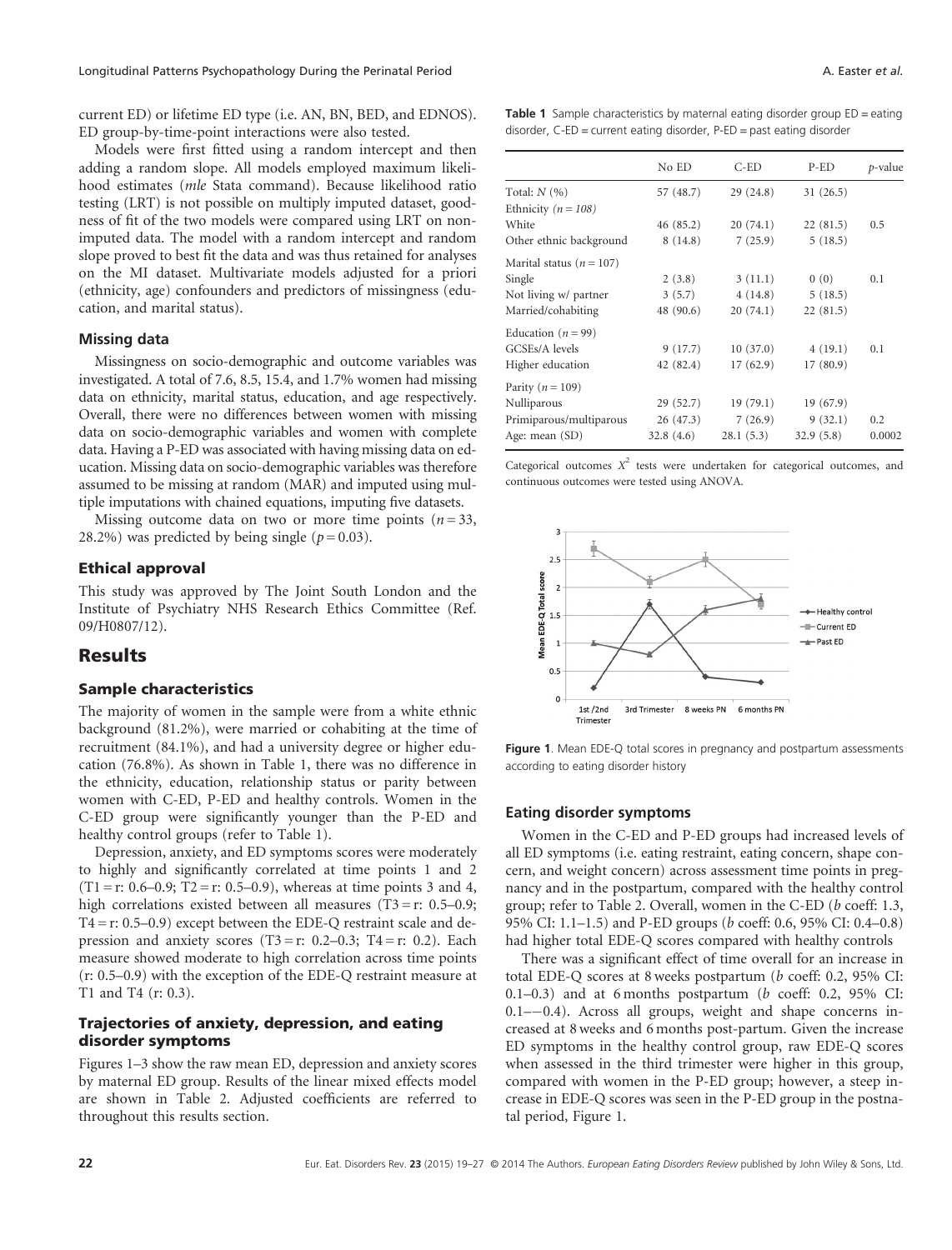current ED) or lifetime ED type (i.e. AN, BN, BED, and EDNOS). ED group-by-time-point interactions were also tested.

Models were first fitted using a random intercept and then adding a random slope. All models employed maximum likelihood estimates (*mle* Stata command). Because likelihood ratio testing (LRT) is not possible on multiply imputed dataset, goodness of fit of the two models were compared using LRT on non-imputed data. The model with a random intercept and random slope proved to best fit the data and was thus retained for analyses on the MI dataset. Multivariate models adjusted for a priori (ethnicity, age) confounders and predictors of missingness (education, and marital status).

### Missing data

Missingness on socio-demographic and outcome variables was investigated. A total of 7.6, 8.5, 15.4, and 1.7% women had missing data on ethnicity, marital status, education, and age respectively. Overall, there were no differences between women with missing data on socio-demographic variables and women with complete data. Having a P-ED was associated with having missing data on education. Missing data on socio-demographic variables was therefore assumed to be missing at random (MAR) and imputed using multiple imputations with chained equations, imputing five datasets.

Missing outcome data on two or more time points ($n = 33$, 28.2%) was predicted by being single ($p = 0.03$).

### Ethical approval

This study was approved by The Joint South London and the Institute of Psychiatry NHS Research Ethics Committee (Ref. 09/H0807/12).

## Results

### Sample characteristics

The majority of women in the sample were from a white ethnic background (81.2%), were married or cohabiting at the time of recruitment (84.1%), and had a university degree or higher education (76.8%). As shown in Table 1, there was no difference in the ethnicity, education, relationship status or parity between women with C-ED, P-ED and healthy controls. Women in the C-ED group were significantly younger than the P-ED and healthy control groups (refer to Table 1).

Depression, anxiety, and ED symptoms scores were moderately to highly and significantly correlated at time points 1 and 2 (T1 = r: 0.6–0.9; T2 = r: 0.5–0.9), whereas at time points 3 and 4, high correlations existed between all measures (T3 = r: 0.5–0.9; T4 = r: 0.5–0.9) except between the EDE-Q restraint scale and depression and anxiety scores (T3 = r: 0.2–0.3; T4 = r: 0.2). Each measure showed moderate to high correlation across time points (r: 0.5–0.9) with the exception of the EDE-Q restraint measure at T1 and T4 (r: 0.3).

### Trajectories of anxiety, depression, and eating disorder symptoms

Figures 1–3 show the raw mean ED, depression and anxiety scores by maternal ED group. Results of the linear mixed effects model are shown in Table 2. Adjusted coefficients are referred to throughout this results section.

**Table 1** Sample characteristics by maternal eating disorder group ED = eating disorder, C-ED = current eating disorder, P-ED = past eating disorder

| | No ED | C-ED | P-ED | *p*-value |
|---|---|---|---|---|
| Total: *N* (%) | 57 (48.7) | 29 (24.8) | 31 (26.5) | |
| Ethnicity (*n = 108*) | | | | |
| White | 46 (85.2) | 20 (74.1) | 22 (81.5) | 0.5 |
| Other ethnic background | 8 (14.8) | 7 (25.9) | 5 (18.5) | |
| Marital status (*n* = 107) | | | | |
| Single | 2 (3.8) | 3 (11.1) | 0 (0) | 0.1 |
| Not living w/ partner | 3 (5.7) | 4 (14.8) | 5 (18.5) | |
| Married/cohabiting | 48 (90.6) | 20 (74.1) | 22 (81.5) | |
| Education (*n* = 99) | | | | |
| GCSEs/A levels | 9 (17.7) | 10 (37.0) | 4 (19.1) | 0.1 |
| Higher education | 42 (82.4) | 17 (62.9) | 17 (80.9) | |
| Parity (*n* = 109) | | | | |
| Nulliparous | 29 (52.7) | 19 (79.1) | 19 (67.9) | |
| Primiparous/multiparous | 26 (47.3) | 7 (26.9) | 9 (32.1) | 0.2 |
| Age: mean (SD) | 32.8 (4.6) | 28.1 (5.3) | 32.9 (5.8) | 0.0002 |

Categorical outcomes $X^2$ tests were undertaken for categorical outcomes, and continuous outcomes were tested using ANOVA.

Mean EDE-Q Total score
3
2.5
2
1.5
1
0.5
0
1st /2nd Trimester
3rd Trimester
8 weeks PN
6 months PN
Healthy control
Current ED
Past ED

**Figure 1**. Mean EDE-Q total scores in pregnancy and postpartum assessments according to eating disorder history

### Eating disorder symptoms

Women in the C-ED and P-ED groups had increased levels of all ED symptoms (i.e. eating restraint, eating concern, shape concern, and weight concern) across assessment time points in pregnancy and in the postpartum, compared with the healthy control group; refer to Table 2. Overall, women in the C-ED (*b* coeff: 1.3, 95% CI: 1.1–1.5) and P-ED groups (*b* coeff: 0.6, 95% CI: 0.4–0.8) had higher total EDE-Q scores compared with healthy controls

There was a significant effect of time overall for an increase in total EDE-Q scores at 8 weeks postpartum (*b* coeff: 0.2, 95% CI: 0.1–0.3) and at 6 months postpartum (*b* coeff: 0.2, 95% CI: 0.1––0.4). Across all groups, weight and shape concerns increased at 8 weeks and 6 months post-partum. Given the increase ED symptoms in the healthy control group, raw EDE-Q scores when assessed in the third trimester were higher in this group, compared with women in the P-ED group; however, a steep increase in EDE-Q scores was seen in the P-ED group in the postnatal period, Figure 1.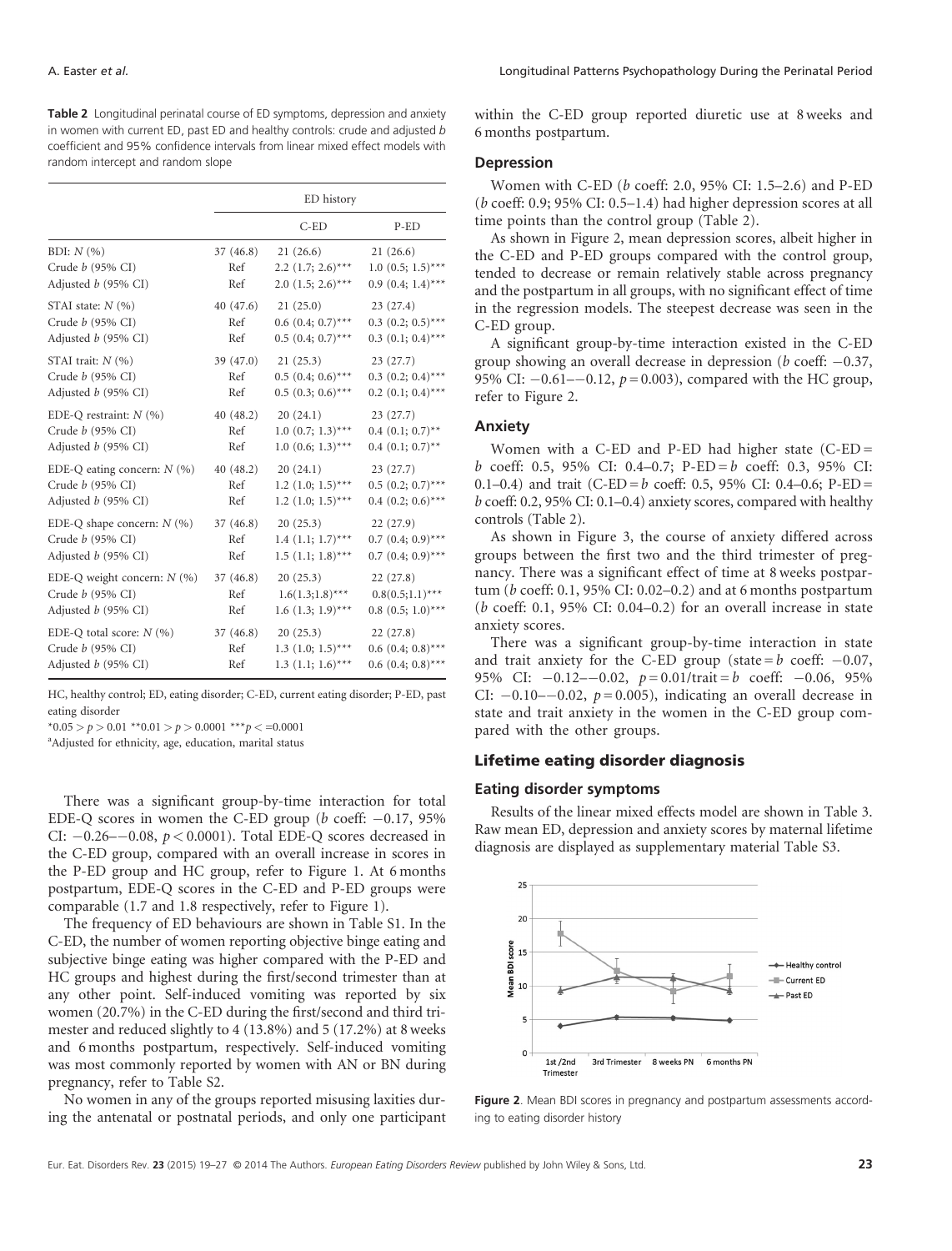**Table 2** Longitudinal perinatal course of ED symptoms, depression and anxiety in women with current ED, past ED and healthy controls: crude and adjusted *b* coefficient and 95% confidence intervals from linear mixed effect models with random intercept and random slope

| | | ED history | |
|---|---|---|---|
| | | C-ED | P-ED |
| BDI: *N* (%) | 37 (46.8) | 21 (26.6) | 21 (26.6) |
| Crude *b* (95% CI) | Ref | 2.2 (1.7; 2.6)*** | 1.0 (0.5; 1.5)*** |
| Adjusted *b* (95% CI) | Ref | 2.0 (1.5; 2.6)*** | 0.9 (0.4; 1.4)*** |
| STAI state: *N* (%) | 40 (47.6) | 21 (25.0) | 23 (27.4) |
| Crude *b* (95% CI) | Ref | 0.6 (0.4; 0.7)*** | 0.3 (0.2; 0.5)*** |
| Adjusted *b* (95% CI) | Ref | 0.5 (0.4; 0.7)*** | 0.3 (0.1; 0.4)*** |
| STAI trait: *N* (%) | 39 (47.0) | 21 (25.3) | 23 (27.7) |
| Crude *b* (95% CI) | Ref | 0.5 (0.4; 0.6)*** | 0.3 (0.2; 0.4)*** |
| Adjusted *b* (95% CI) | Ref | 0.5 (0.3; 0.6)*** | 0.2 (0.1; 0.4)*** |
| EDE-Q restraint: *N* (%) | 40 (48.2) | 20 (24.1) | 23 (27.7) |
| Crude *b* (95% CI) | Ref | 1.0 (0.7; 1.3)*** | 0.4 (0.1; 0.7)** |
| Adjusted *b* (95% CI) | Ref | 1.0 (0.6; 1.3)*** | 0.4 (0.1; 0.7)** |
| EDE-Q eating concern: *N* (%) | 40 (48.2) | 20 (24.1) | 23 (27.7) |
| Crude *b* (95% CI) | Ref | 1.2 (1.0; 1.5)*** | 0.5 (0.2; 0.7)*** |
| Adjusted *b* (95% CI) | Ref | 1.2 (1.0; 1.5)*** | 0.4 (0.2; 0.6)*** |
| EDE-Q shape concern: *N* (%) | 37 (46.8) | 20 (25.3) | 22 (27.9) |
| Crude *b* (95% CI) | Ref | 1.4 (1.1; 1.7)*** | 0.7 (0.4; 0.9)*** |
| Adjusted *b* (95% CI) | Ref | 1.5 (1.1; 1.8)*** | 0.7 (0.4; 0.9)*** |
| EDE-Q weight concern: *N* (%) | 37 (46.8) | 20 (25.3) | 22 (27.8) |
| Crude *b* (95% CI) | Ref | 1.6(1.3;1.8)*** | 0.8(0.5;1.1)*** |
| Adjusted *b* (95% CI) | Ref | 1.6 (1.3; 1.9)*** | 0.8 (0.5; 1.0)*** |
| EDE-Q total score: *N* (%) | 37 (46.8) | 20 (25.3) | 22 (27.8) |
| Crude *b* (95% CI) | Ref | 1.3 (1.0; 1.5)*** | 0.6 (0.4; 0.8)*** |
| Adjusted *b* (95% CI) | Ref | 1.3 (1.1; 1.6)*** | 0.6 (0.4; 0.8)*** |

HC, healthy control; ED, eating disorder; C-ED, current eating disorder; P-ED, past eating disorder

$*0.05 > p > 0.01$ $**0.01 > p > 0.0001$ $***p < =0.0001$

[a]Adjusted for ethnicity, age, education, marital status

There was a significant group-by-time interaction for total EDE-Q scores in women the C-ED group (*b* coeff: −0.17, 95% CI: −0.26–−0.08, $p < 0.0001$). Total EDE-Q scores decreased in the C-ED group, compared with an overall increase in scores in the P-ED group and HC group, refer to Figure 1. At 6 months postpartum, EDE-Q scores in the C-ED and P-ED groups were comparable (1.7 and 1.8 respectively, refer to Figure 1).

The frequency of ED behaviours are shown in Table S1. In the C-ED, the number of women reporting objective binge eating and subjective binge eating was higher compared with the P-ED and HC groups and highest during the first/second trimester than at any other point. Self-induced vomiting was reported by six women (20.7%) in the C-ED during the first/second and third trimester and reduced slightly to 4 (13.8%) and 5 (17.2%) at 8 weeks and 6 months postpartum, respectively. Self-induced vomiting was most commonly reported by women with AN or BN during pregnancy, refer to Table S2.

No women in any of the groups reported misusing laxities during the antenatal or postnatal periods, and only one participant within the C-ED group reported diuretic use at 8 weeks and 6 months postpartum.

### Depression

Women with C-ED (*b* coeff: 2.0, 95% CI: 1.5–2.6) and P-ED (*b* coeff: 0.9; 95% CI: 0.5–1.4) had higher depression scores at all time points than the control group (Table 2).

As shown in Figure 2, mean depression scores, albeit higher in the C-ED and P-ED groups compared with the control group, tended to decrease or remain relatively stable across pregnancy and the postpartum in all groups, with no significant effect of time in the regression models. The steepest decrease was seen in the C-ED group.

A significant group-by-time interaction existed in the C-ED group showing an overall decrease in depression (*b* coeff: −0.37, 95% CI: −0.61–−0.12, $p = 0.003$), compared with the HC group, refer to Figure 2.

### Anxiety

Women with a C-ED and P-ED had higher state (C-ED = *b* coeff: 0.5, 95% CI: 0.4–0.7; P-ED = *b* coeff: 0.3, 95% CI: 0.1–0.4) and trait (C-ED = *b* coeff: 0.5, 95% CI: 0.4–0.6; P-ED = *b* coeff: 0.2, 95% CI: 0.1–0.4) anxiety scores, compared with healthy controls (Table 2).

As shown in Figure 3, the course of anxiety differed across groups between the first two and the third trimester of pregnancy. There was a significant effect of time at 8 weeks postpartum (*b* coeff: 0.1, 95% CI: 0.02–0.2) and at 6 months postpartum (*b* coeff: 0.1, 95% CI: 0.04–0.2) for an overall increase in state anxiety scores.

There was a significant group-by-time interaction in state and trait anxiety for the C-ED group (state = *b* coeff: −0.07, 95% CI: −0.12–−0.02, $p = 0.01$/trait = *b* coeff: −0.06, 95% CI: −0.10–−0.02, $p = 0.005$), indicating an overall decrease in state and trait anxiety in the women in the C-ED group compared with the other groups.

## Lifetime eating disorder diagnosis

### Eating disorder symptoms

Results of the linear mixed effects model are shown in Table 3. Raw mean ED, depression and anxiety scores by maternal lifetime diagnosis are displayed as supplementary material Table S3.

Mean BDI score
25
20
15
10
5
0
1st /2nd Trimester
3rd Trimester
8 weeks PN
6 months PN
Healthy control
Current ED
Past ED

**Figure 2**. Mean BDI scores in pregnancy and postpartum assessments according to eating disorder history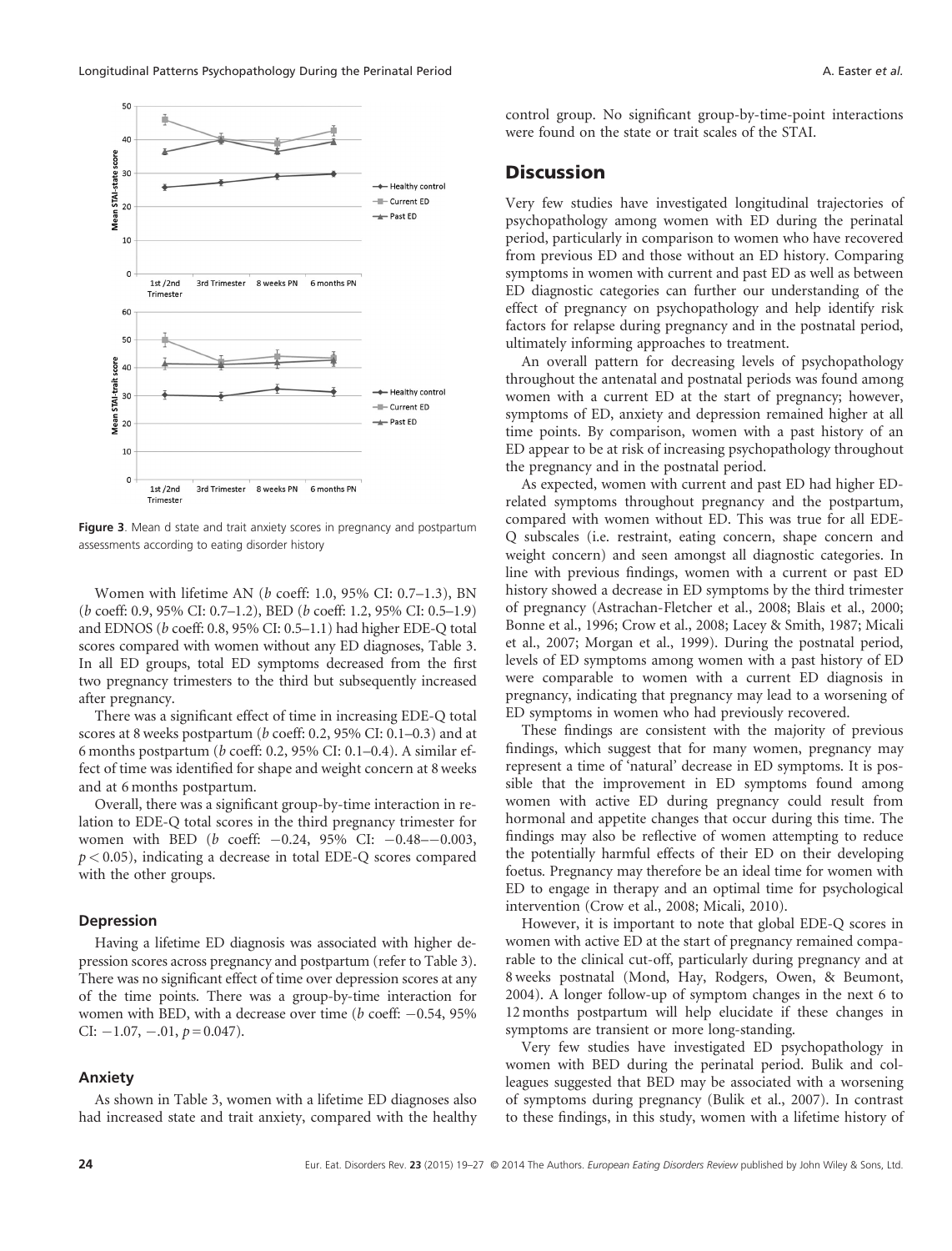50

40

30

20

10

0

Mean STAI-state score

1st /2nd Trimester

3rd Trimester

8 weeks PN

6 months PN

Healthy control

Current ED

Past ED

60

50

40

30

20

10

0

Mean STAI-trait score

1st /2nd Trimester

3rd Trimester

8 weeks PN

6 months PN

Healthy control

Current ED

Past ED

**Figure 3**. Mean d state and trait anxiety scores in pregnancy and postpartum assessments according to eating disorder history

Women with lifetime AN (*b* coeff: 1.0, 95% CI: 0.7–1.3), BN (*b* coeff: 0.9, 95% CI: 0.7–1.2), BED (*b* coeff: 1.2, 95% CI: 0.5–1.9) and EDNOS (*b* coeff: 0.8, 95% CI: 0.5–1.1) had higher EDE-Q total scores compared with women without any ED diagnoses, Table 3. In all ED groups, total ED symptoms decreased from the first two pregnancy trimesters to the third but subsequently increased after pregnancy.

There was a significant effect of time in increasing EDE-Q total scores at 8 weeks postpartum (*b* coeff: 0.2, 95% CI: 0.1–0.3) and at 6 months postpartum (*b* coeff: 0.2, 95% CI: 0.1–0.4). A similar effect of time was identified for shape and weight concern at 8 weeks and at 6 months postpartum.

Overall, there was a significant group-by-time interaction in relation to EDE-Q total scores in the third pregnancy trimester for women with BED (*b* coeff: −0.24, 95% CI: −0.48–−0.003, $p < 0.05$), indicating a decrease in total EDE-Q scores compared with the other groups.

### Depression

Having a lifetime ED diagnosis was associated with higher depression scores across pregnancy and postpartum (refer to Table 3). There was no significant effect of time over depression scores at any of the time points. There was a group-by-time interaction for women with BED, with a decrease over time (*b* coeff: −0.54, 95% CI: −1.07, −.01, $p = 0.047$).

### Anxiety

As shown in Table 3, women with a lifetime ED diagnoses also had increased state and trait anxiety, compared with the healthy control group. No significant group-by-time-point interactions were found on the state or trait scales of the STAI.

## Discussion

Very few studies have investigated longitudinal trajectories of psychopathology among women with ED during the perinatal period, particularly in comparison to women who have recovered from previous ED and those without an ED history. Comparing symptoms in women with current and past ED as well as between ED diagnostic categories can further our understanding of the effect of pregnancy on psychopathology and help identify risk factors for relapse during pregnancy and in the postnatal period, ultimately informing approaches to treatment.

An overall pattern for decreasing levels of psychopathology throughout the antenatal and postnatal periods was found among women with a current ED at the start of pregnancy; however, symptoms of ED, anxiety and depression remained higher at all time points. By comparison, women with a past history of an ED appear to be at risk of increasing psychopathology throughout the pregnancy and in the postnatal period.

As expected, women with current and past ED had higher ED-related symptoms throughout pregnancy and the postpartum, compared with women without ED. This was true for all EDE-Q subscales (i.e. restraint, eating concern, shape concern and weight concern) and seen amongst all diagnostic categories. In line with previous findings, women with a current or past ED history showed a decrease in ED symptoms by the third trimester of pregnancy (Astrachan-Fletcher et al., 2008; Blais et al., 2000; Bonne et al., 1996; Crow et al., 2008; Lacey & Smith, 1987; Micali et al., 2007; Morgan et al., 1999). During the postnatal period, levels of ED symptoms among women with a past history of ED were comparable to women with a current ED diagnosis in pregnancy, indicating that pregnancy may lead to a worsening of ED symptoms in women who had previously recovered.

These findings are consistent with the majority of previous findings, which suggest that for many women, pregnancy may represent a time of 'natural' decrease in ED symptoms. It is possible that the improvement in ED symptoms found among women with active ED during pregnancy could result from hormonal and appetite changes that occur during this time. The findings may also be reflective of women attempting to reduce the potentially harmful effects of their ED on their developing foetus. Pregnancy may therefore be an ideal time for women with ED to engage in therapy and an optimal time for psychological intervention (Crow et al., 2008; Micali, 2010).

However, it is important to note that global EDE-Q scores in women with active ED at the start of pregnancy remained comparable to the clinical cut-off, particularly during pregnancy and at 8 weeks postnatal (Mond, Hay, Rodgers, Owen, & Beumont, 2004). A longer follow-up of symptom changes in the next 6 to 12 months postpartum will help elucidate if these changes in symptoms are transient or more long-standing.

Very few studies have investigated ED psychopathology in women with BED during the perinatal period. Bulik and colleagues suggested that BED may be associated with a worsening of symptoms during pregnancy (Bulik et al., 2007). In contrast to these findings, in this study, women with a lifetime history of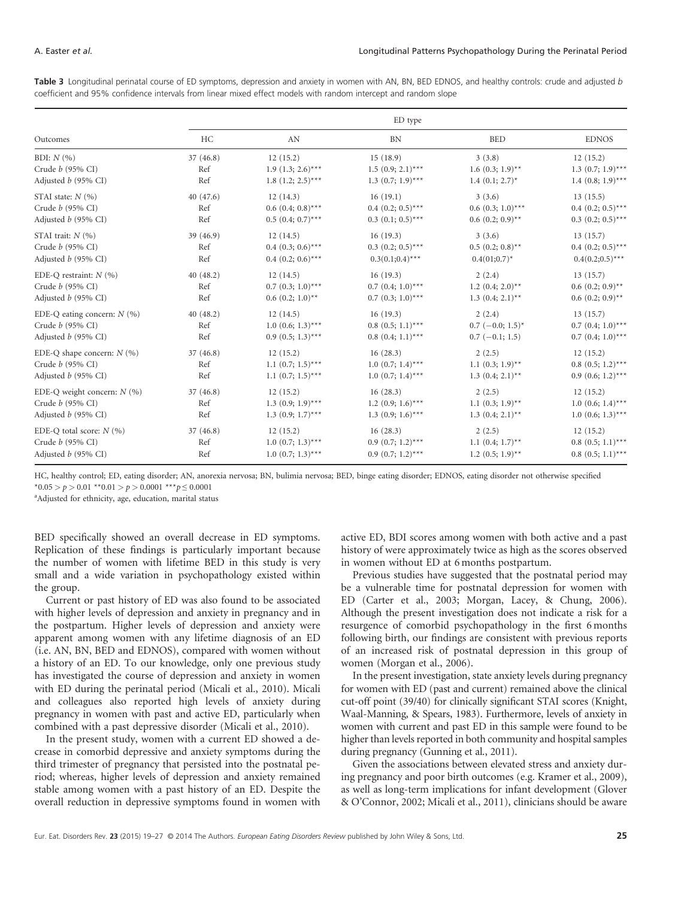**Table 3** Longitudinal perinatal course of ED symptoms, depression and anxiety in women with AN, BN, BED EDNOS, and healthy controls: crude and adjusted *b* coefficient and 95% confidence intervals from linear mixed effect models with random intercept and random slope

| Outcomes | ED type | | | | |
|---|---|---|---|---|---|
| | HC | AN | BN | BED | EDNOS |
| BDI: *N* (%) | 37 (46.8) | 12 (15.2) | 15 (18.9) | 3 (3.8) | 12 (15.2) |
| Crude *b* (95% CI) | Ref | 1.9 (1.3; 2.6)*** | 1.5 (0.9; 2.1)*** | 1.6 (0.3; 1.9)** | 1.3 (0.7; 1.9)*** |
| Adjusted *b* (95% CI) | Ref | 1.8 (1.2; 2.5)*** | 1.3 (0.7; 1.9)*** | 1.4 (0.1; 2.7)* | 1.4 (0.8; 1.9)*** |
| STAI state: *N* (%) | 40 (47.6) | 12 (14.3) | 16 (19.1) | 3 (3.6) | 13 (15.5) |
| Crude *b* (95% CI) | Ref | 0.6 (0.4; 0.8)*** | 0.4 (0.2; 0.5)*** | 0.6 (0.3; 1.0)*** | 0.4 (0.2; 0.5)*** |
| Adjusted *b* (95% CI) | Ref | 0.5 (0.4; 0.7)*** | 0.3 (0.1; 0.5)*** | 0.6 (0.2; 0.9)** | 0.3 (0.2; 0.5)*** |
| STAI trait: *N* (%) | 39 (46.9) | 12 (14.5) | 16 (19.3) | 3 (3.6) | 13 (15.7) |
| Crude *b* (95% CI) | Ref | 0.4 (0.3; 0.6)*** | 0.3 (0.2; 0.5)*** | 0.5 (0.2; 0.8)** | 0.4 (0.2; 0.5)*** |
| Adjusted *b* (95% CI) | Ref | 0.4 (0.2; 0.6)*** | 0.3(0.1;0.4)*** | 0.4(01;0.7)* | 0.4(0.2;0.5)*** |
| EDE-Q restraint: *N* (%) | 40 (48.2) | 12 (14.5) | 16 (19.3) | 2 (2.4) | 13 (15.7) |
| Crude *b* (95% CI) | Ref | 0.7 (0.3; 1.0)*** | 0.7 (0.4; 1.0)*** | 1.2 (0.4; 2.0)** | 0.6 (0.2; 0.9)** |
| Adjusted *b* (95% CI) | Ref | 0.6 (0.2; 1.0)** | 0.7 (0.3; 1.0)*** | 1.3 (0.4; 2.1)** | 0.6 (0.2; 0.9)** |
| EDE-Q eating concern: *N* (%) | 40 (48.2) | 12 (14.5) | 16 (19.3) | 2 (2.4) | 13 (15.7) |
| Crude *b* (95% CI) | Ref | 1.0 (0.6; 1.3)*** | 0.8 (0.5; 1.1)*** | 0.7 (−0.0; 1.5)* | 0.7 (0.4; 1.0)*** |
| Adjusted *b* (95% CI) | Ref | 0.9 (0.5; 1.3)*** | 0.8 (0.4; 1.1)*** | 0.7 (−0.1; 1.5) | 0.7 (0.4; 1.0)*** |
| EDE-Q shape concern: *N* (%) | 37 (46.8) | 12 (15.2) | 16 (28.3) | 2 (2.5) | 12 (15.2) |
| Crude *b* (95% CI) | Ref | 1.1 (0.7; 1.5)*** | 1.0 (0.7; 1.4)*** | 1.1 (0.3; 1.9)** | 0.8 (0.5; 1.2)*** |
| Adjusted *b* (95% CI) | Ref | 1.1 (0.7; 1.5)*** | 1.0 (0.7; 1.4)*** | 1.3 (0.4; 2.1)** | 0.9 (0.6; 1.2)*** |
| EDE-Q weight concern: *N* (%) | 37 (46.8) | 12 (15.2) | 16 (28.3) | 2 (2.5) | 12 (15.2) |
| Crude *b* (95% CI) | Ref | 1.3 (0.9; 1.9)*** | 1.2 (0.9; 1.6)*** | 1.1 (0.3; 1.9)** | 1.0 (0.6; 1.4)*** |
| Adjusted *b* (95% CI) | Ref | 1.3 (0.9; 1.7)*** | 1.3 (0.9; 1.6)*** | 1.3 (0.4; 2.1)** | 1.0 (0.6; 1.3)*** |
| EDE-Q total score: *N* (%) | 37 (46.8) | 12 (15.2) | 16 (28.3) | 2 (2.5) | 12 (15.2) |
| Crude *b* (95% CI) | Ref | 1.0 (0.7; 1.3)*** | 0.9 (0.7; 1.2)*** | 1.1 (0.4; 1.7)** | 0.8 (0.5; 1.1)*** |
| Adjusted *b* (95% CI) | Ref | 1.0 (0.7; 1.3)*** | 0.9 (0.7; 1.2)*** | 1.2 (0.5; 1.9)** | 0.8 (0.5; 1.1)*** |

HC, healthy control; ED, eating disorder; AN, anorexia nervosa; BN, bulimia nervosa; BED, binge eating disorder; EDNOS, eating disorder not otherwise specified

$*0.05 > p > 0.01$ $**0.01 > p > 0.0001$ $***p \leq 0.0001$

[a]Adjusted for ethnicity, age, education, marital status

BED specifically showed an overall decrease in ED symptoms. Replication of these findings is particularly important because the number of women with lifetime BED in this study is very small and a wide variation in psychopathology existed within the group.

Current or past history of ED was also found to be associated with higher levels of depression and anxiety in pregnancy and in the postpartum. Higher levels of depression and anxiety were apparent among women with any lifetime diagnosis of an ED (i.e. AN, BN, BED and EDNOS), compared with women without a history of an ED. To our knowledge, only one previous study has investigated the course of depression and anxiety in women with ED during the perinatal period (Micali et al., 2010). Micali and colleagues also reported high levels of anxiety during pregnancy in women with past and active ED, particularly when combined with a past depressive disorder (Micali et al., 2010).

In the present study, women with a current ED showed a decrease in comorbid depressive and anxiety symptoms during the third trimester of pregnancy that persisted into the postnatal period; whereas, higher levels of depression and anxiety remained stable among women with a past history of an ED. Despite the overall reduction in depressive symptoms found in women with active ED, BDI scores among women with both active and a past history of were approximately twice as high as the scores observed in women without ED at 6 months postpartum.

Previous studies have suggested that the postnatal period may be a vulnerable time for postnatal depression for women with ED (Carter et al., 2003; Morgan, Lacey, & Chung, 2006). Although the present investigation does not indicate a risk for a resurgence of comorbid psychopathology in the first 6 months following birth, our findings are consistent with previous reports of an increased risk of postnatal depression in this group of women (Morgan et al., 2006).

In the present investigation, state anxiety levels during pregnancy for women with ED (past and current) remained above the clinical cut-off point (39/40) for clinically significant STAI scores (Knight, Waal-Manning, & Spears, 1983). Furthermore, levels of anxiety in women with current and past ED in this sample were found to be higher than levels reported in both community and hospital samples during pregnancy (Gunning et al., 2011).

Given the associations between elevated stress and anxiety during pregnancy and poor birth outcomes (e.g. Kramer et al., 2009), as well as long-term implications for infant development (Glover & O'Connor, 2002; Micali et al., 2011), clinicians should be aware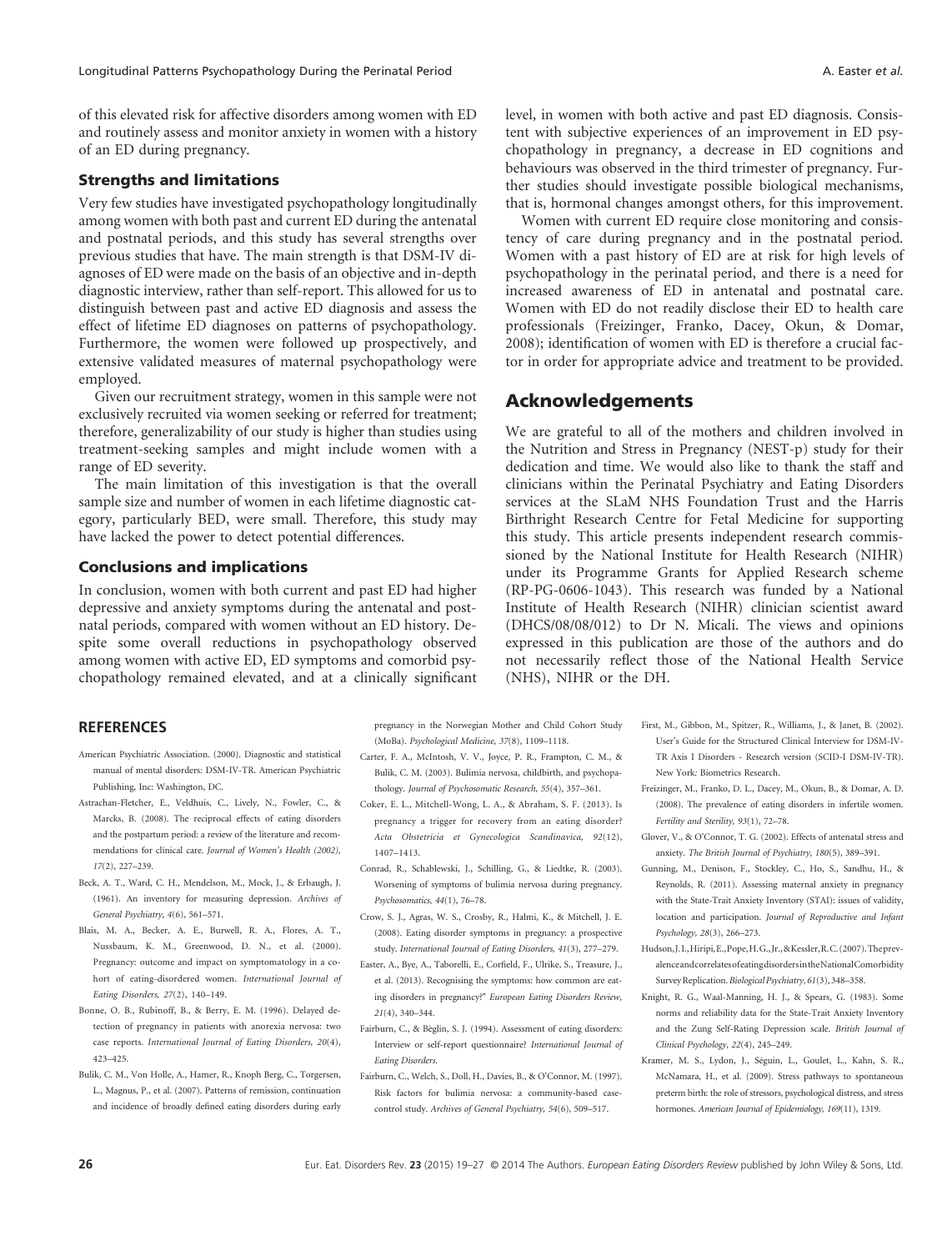of this elevated risk for affective disorders among women with ED and routinely assess and monitor anxiety in women with a history of an ED during pregnancy.

### Strengths and limitations

Very few studies have investigated psychopathology longitudinally among women with both past and current ED during the antenatal and postnatal periods, and this study has several strengths over previous studies that have. The main strength is that DSM-IV diagnoses of ED were made on the basis of an objective and in-depth diagnostic interview, rather than self-report. This allowed for us to distinguish between past and active ED diagnosis and assess the effect of lifetime ED diagnoses on patterns of psychopathology. Furthermore, the women were followed up prospectively, and extensive validated measures of maternal psychopathology were employed.

Given our recruitment strategy, women in this sample were not exclusively recruited via women seeking or referred for treatment; therefore, generalizability of our study is higher than studies using treatment-seeking samples and might include women with a range of ED severity.

The main limitation of this investigation is that the overall sample size and number of women in each lifetime diagnostic category, particularly BED, were small. Therefore, this study may have lacked the power to detect potential differences.

### Conclusions and implications

In conclusion, women with both current and past ED had higher depressive and anxiety symptoms during the antenatal and postnatal periods, compared with women without an ED history. Despite some overall reductions in psychopathology observed among women with active ED, ED symptoms and comorbid psychopathology remained elevated, and at a clinically significant level, in women with both active and past ED diagnosis. Consistent with subjective experiences of an improvement in ED psychopathology in pregnancy, a decrease in ED cognitions and behaviours was observed in the third trimester of pregnancy. Further studies should investigate possible biological mechanisms, that is, hormonal changes amongst others, for this improvement.

Women with current ED require close monitoring and consistency of care during pregnancy and in the postnatal period. Women with a past history of ED are at risk for high levels of psychopathology in the perinatal period, and there is a need for increased awareness of ED in antenatal and postnatal care. Women with ED do not readily disclose their ED to health care professionals (Freizinger, Franko, Dacey, Okun, & Domar, 2008); identification of women with ED is therefore a crucial factor in order for appropriate advice and treatment to be provided.

## Acknowledgements

We are grateful to all of the mothers and children involved in the Nutrition and Stress in Pregnancy (NEST-p) study for their dedication and time. We would also like to thank the staff and clinicians within the Perinatal Psychiatry and Eating Disorders services at the SLaM NHS Foundation Trust and the Harris Birthright Research Centre for Fetal Medicine for supporting this study. This article presents independent research commissioned by the National Institute for Health Research (NIHR) under its Programme Grants for Applied Research scheme (RP-PG-0606-1043). This research was funded by a National Institute of Health Research (NIHR) clinician scientist award (DHCS/08/08/012) to Dr N. Micali. The views and opinions expressed in this publication are those of the authors and do not necessarily reflect those of the National Health Service (NHS), NIHR or the DH.

### REFERENCES

American Psychiatric Association. (2000). Diagnostic and statistical manual of mental disorders: DSM-IV-TR. American Psychiatric Publishing, Inc: Washington, DC.

Astrachan-Fletcher, E., Veldhuis, C., Lively, N., Fowler, C., & Marcks, B. (2008). The reciprocal effects of eating disorders and the postpartum period: a review of the literature and recommendations for clinical care. *Journal of Women's Health (2002), 17*(2), 227–239.

Beck, A. T., Ward, C. H., Mendelson, M., Mock, J., & Erbaugh, J. (1961). An inventory for measuring depression. *Archives of General Psychiatry, 4*(6), 561–571.

Blais, M. A., Becker, A. E., Burwell, R. A., Flores, A. T., Nussbaum, K. M., Greenwood, D. N., et al. (2000). Pregnancy: outcome and impact on symptomatology in a cohort of eating-disordered women. *International Journal of Eating Disorders, 27*(2), 140–149.

Bonne, O. B., Rubinoff, B., & Berry, E. M. (1996). Delayed detection of pregnancy in patients with anorexia nervosa: two case reports. *International Journal of Eating Disorders, 20*(4), 423–425.

Bulik, C. M., Von Holle, A., Hamer, R., Knoph Berg, C., Torgersen, L., Magnus, P., et al. (2007). Patterns of remission, continuation and incidence of broadly defined eating disorders during early pregnancy in the Norwegian Mother and Child Cohort Study (MoBa). *Psychological Medicine, 37*(8), 1109–1118.

Carter, F. A., McIntosh, V. V., Joyce, P. R., Frampton, C. M., & Bulik, C. M. (2003). Bulimia nervosa, childbirth, and psychopathology. *Journal of Psychosomatic Research, 55*(4), 357–361.

Coker, E. L., Mitchell-Wong, L. A., & Abraham, S. F. (2013). Is pregnancy a trigger for recovery from an eating disorder? *Acta Obstetricia et Gynecologica Scandinavica, 92*(12), 1407–1413.

Conrad, R., Schablewski, J., Schilling, G., & Liedtke, R. (2003). Worsening of symptoms of bulimia nervosa during pregnancy. *Psychosomatics, 44*(1), 76–78.

Crow, S. J., Agras, W. S., Crosby, R., Halmi, K., & Mitchell, J. E. (2008). Eating disorder symptoms in pregnancy: a prospective study. *International Journal of Eating Disorders, 41*(3), 277–279.

Easter, A., Bye, A., Taborelli, E., Corfield, F., Ulrike, S., Treasure, J., et al. (2013). Recognising the symptoms: how common are eating disorders in pregnancy?" *European Eating Disorders Review, 21*(4), 340–344.

Fairburn, C., & Bèglin, S. J. (1994). Assessment of eating disorders: Interview or self-report questionnaire? *International Journal of Eating Disorders.*

Fairburn, C., Welch, S., Doll, H., Davies, B., & O'Connor, M. (1997). Risk factors for bulimia nervosa: a community-based case-control study. *Archives of General Psychiatry, 54*(6), 509–517.

First, M., Gibbon, M., Spitzer, R., Williams, J., & Janet, B. (2002). User's Guide for the Structured Clinical Interview for DSM-IV-TR Axis I Disorders - Research version (SCID-I DSM-IV-TR). New York*:* Biometrics Research.

Freizinger, M., Franko, D. L., Dacey, M., Okun, B., & Domar, A. D. (2008). The prevalence of eating disorders in infertile women. *Fertility and Sterility, 93*(1), 72–78.

Glover, V., & O'Connor, T. G. (2002). Effects of antenatal stress and anxiety. *The British Journal of Psychiatry, 180*(5), 389–391.

Gunning, M., Denison, F., Stockley, C., Ho, S., Sandhu, H., & Reynolds, R. (2011). Assessing maternal anxiety in pregnancy with the State-Trait Anxiety Inventory (STAI): issues of validity, location and participation. *Journal of Reproductive and Infant Psychology, 28*(3), 266–273.

Hudson, J. I., Hiripi, E., Pope, H. G., Jr., & Kessler, R. C. (2007). The prevalence and correlates of eating disorders in the National Comorbidity Survey Replication. *Biological Psychiatry, 61*(3), 348–358.

Knight, R. G., Waal-Manning, H. J., & Spears, G. (1983). Some norms and reliability data for the State-Trait Anxiety Inventory and the Zung Self-Rating Depression scale. *British Journal of Clinical Psychology, 22*(4), 245–249.

Kramer, M. S., Lydon, J., Séguin, L., Goulet, L., Kahn, S. R., McNamara, H., et al. (2009). Stress pathways to spontaneous preterm birth: the role of stressors, psychological distress, and stress hormones. *American Journal of Epidemiology, 169*(11), 1319.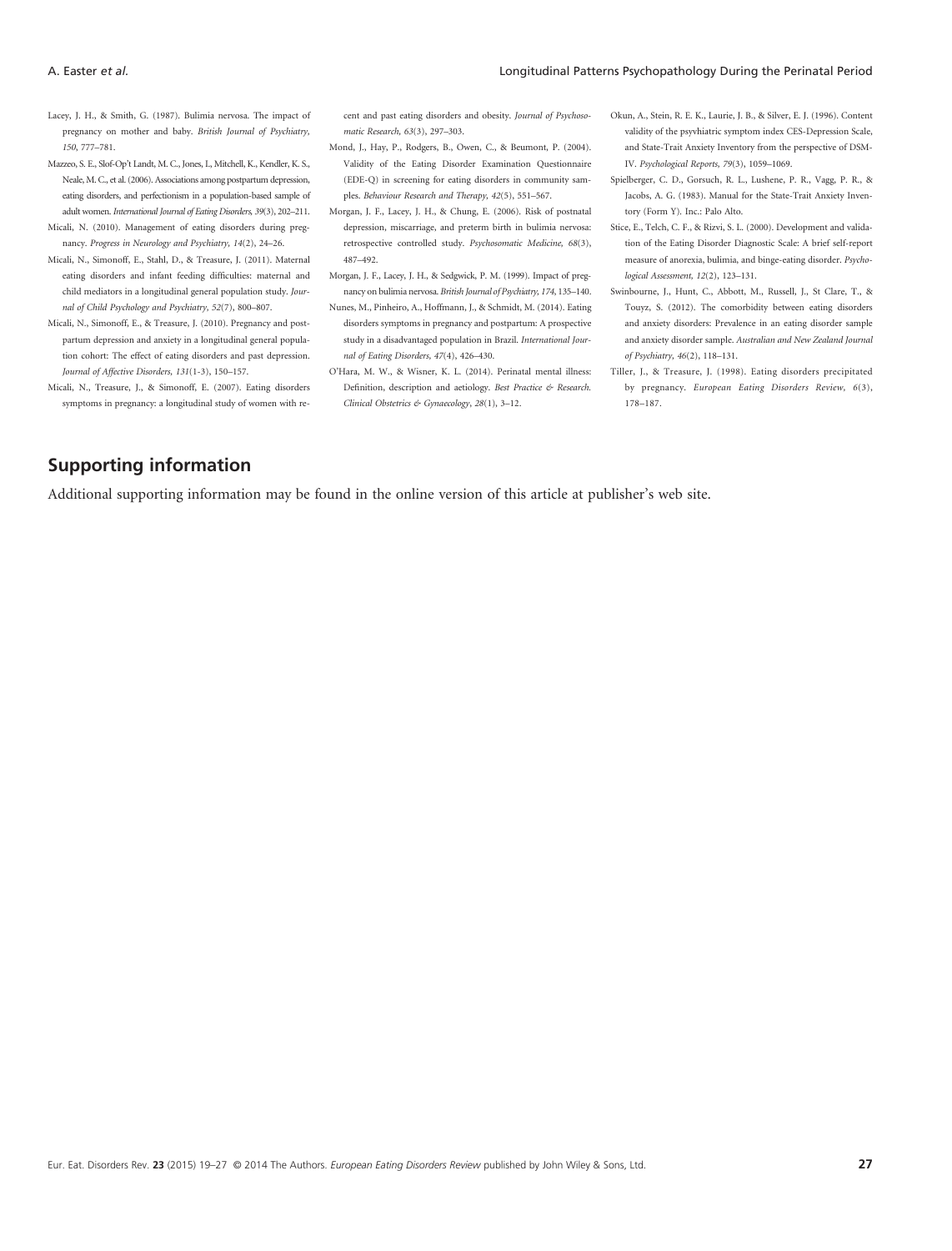Lacey, J. H., & Smith, G. (1987). Bulimia nervosa. The impact of pregnancy on mother and baby. *British Journal of Psychiatry, 150*, 777–781.

Mazzeo, S. E., Slof-Op't Landt, M. C., Jones, I., Mitchell, K., Kendler, K. S., Neale, M. C., et al. (2006). Associations among postpartum depression, eating disorders, and perfectionism in a population-based sample of adult women. *International Journal of Eating Disorders, 39*(3), 202–211.

Micali, N. (2010). Management of eating disorders during pregnancy. *Progress in Neurology and Psychiatry, 14*(2), 24–26.

Micali, N., Simonoff, E., Stahl, D., & Treasure, J. (2011). Maternal eating disorders and infant feeding difficulties: maternal and child mediators in a longitudinal general population study. *Journal of Child Psychology and Psychiatry, 52*(7), 800–807.

Micali, N., Simonoff, E., & Treasure, J. (2010). Pregnancy and postpartum depression and anxiety in a longitudinal general population cohort: The effect of eating disorders and past depression. *Journal of Affective Disorders, 131*(1-3), 150–157.

Micali, N., Treasure, J., & Simonoff, E. (2007). Eating disorders symptoms in pregnancy: a longitudinal study of women with recent and past eating disorders and obesity. *Journal of Psychosomatic Research, 63*(3), 297–303.

Mond, J., Hay, P., Rodgers, B., Owen, C., & Beumont, P. (2004). Validity of the Eating Disorder Examination Questionnaire (EDE-Q) in screening for eating disorders in community samples. *Behaviour Research and Therapy, 42*(5), 551–567.

Morgan, J. F., Lacey, J. H., & Chung, E. (2006). Risk of postnatal depression, miscarriage, and preterm birth in bulimia nervosa: retrospective controlled study. *Psychosomatic Medicine, 68*(3), 487–492.

Morgan, J. F., Lacey, J. H., & Sedgwick, P. M. (1999). Impact of pregnancy on bulimia nervosa. *British Journal of Psychiatry, 174*, 135–140.

Nunes, M., Pinheiro, A., Hoffmann, J., & Schmidt, M. (2014). Eating disorders symptoms in pregnancy and postpartum: A prospective study in a disadvantaged population in Brazil. *International Journal of Eating Disorders, 47*(4), 426–430.

O'Hara, M. W., & Wisner, K. L. (2014). Perinatal mental illness: Definition, description and aetiology. *Best Practice & Research. Clinical Obstetrics & Gynaecology, 28*(1), 3–12.

Okun, A., Stein, R. E. K., Laurie, J. B., & Silver, E. J. (1996). Content validity of the psyvhiatric symptom index CES-Depression Scale, and State-Trait Anxiety Inventory from the perspective of DSM-IV. *Psychological Reports, 79*(3), 1059–1069.

Spielberger, C. D., Gorsuch, R. L., Lushene, P. R., Vagg, P. R., & Jacobs, A. G. (1983). Manual for the State-Trait Anxiety Inventory (Form Y). Inc.: Palo Alto.

Stice, E., Telch, C. F., & Rizvi, S. L. (2000). Development and validation of the Eating Disorder Diagnostic Scale: A brief self-report measure of anorexia, bulimia, and binge-eating disorder. *Psychological Assessment, 12*(2), 123–131.

Swinbourne, J., Hunt, C., Abbott, M., Russell, J., St Clare, T., & Touyz, S. (2012). The comorbidity between eating disorders and anxiety disorders: Prevalence in an eating disorder sample and anxiety disorder sample. *Australian and New Zealand Journal of Psychiatry, 46*(2), 118–131.

Tiller, J., & Treasure, J. (1998). Eating disorders precipitated by pregnancy. *European Eating Disorders Review, 6*(3), 178–187.

## Supporting information

Additional supporting information may be found in the online version of this article at publisher's web site.